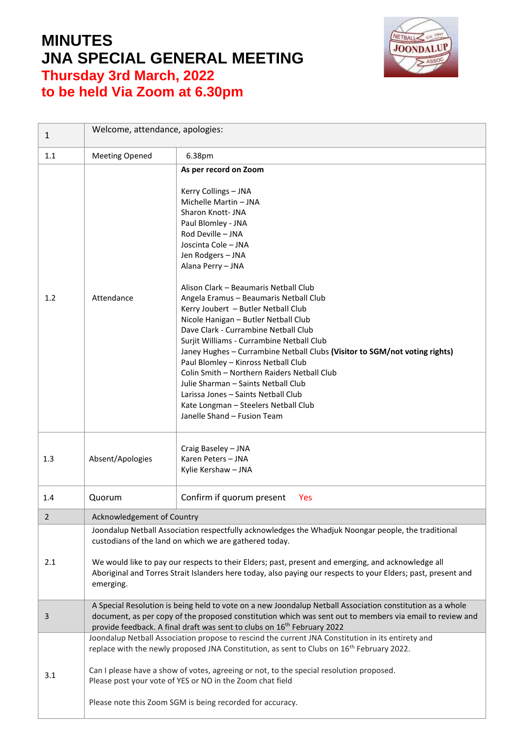# MINUTES
# JNA SPECIAL GENERAL MEETING
## Thursday 3rd March, 2022
## to be held Via Zoom at 6.30pm

| | | |
|---|---|---|
| 1 | Welcome, attendance, apologies: | |
| 1.1 | Meeting Opened | 6.38pm |
| 1.2 | Attendance | **As per record on Zoom**<br><br>Kerry Collings – JNA<br>Michelle Martin – JNA<br>Sharon Knott- JNA<br>Paul Blomley - JNA<br>Rod Deville – JNA<br>Joscinta Cole – JNA<br>Jen Rodgers – JNA<br>Alana Perry – JNA<br><br>Alison Clark – Beaumaris Netball Club<br>Angela Eramus – Beaumaris Netball Club<br>Kerry Joubert – Butler Netball Club<br>Nicole Hanigan – Butler Netball Club<br>Dave Clark - Currambine Netball Club<br>Surjit Williams - Currambine Netball Club<br>Janey Hughes – Currambine Netball Clubs **(Visitor to SGM/not voting rights)**<br>Paul Blomley – Kinross Netball Club<br>Colin Smith – Northern Raiders Netball Club<br>Julie Sharman – Saints Netball Club<br>Larissa Jones – Saints Netball Club<br>Kate Longman – Steelers Netball Club<br>Janelle Shand – Fusion Team |
| 1.3 | Absent/Apologies | Craig Baseley – JNA<br>Karen Peters – JNA<br>Kylie Kershaw – JNA |
| 1.4 | Quorum | Confirm if quorum present Yes |
| 2 | Acknowledgement of Country | |
| 2.1 | Joondalup Netball Association respectfully acknowledges the Whadjuk Noongar people, the traditional custodians of the land on which we are gathered today.<br><br>We would like to pay our respects to their Elders; past, present and emerging, and acknowledge all Aboriginal and Torres Strait Islanders here today, also paying our respects to your Elders; past, present and emerging. | |
| 3 | A Special Resolution is being held to vote on a new Joondalup Netball Association constitution as a whole document, as per copy of the proposed constitution which was sent out to members via email to review and provide feedback. A final draft was sent to clubs on 16th February 2022 | |
| 3.1 | Joondalup Netball Association propose to rescind the current JNA Constitution in its entirety and replace with the newly proposed JNA Constitution, as sent to Clubs on 16th February 2022.<br><br>Can I please have a show of votes, agreeing or not, to the special resolution proposed.<br>Please post your vote of YES or NO in the Zoom chat field<br><br>Please note this Zoom SGM is being recorded for accuracy. | |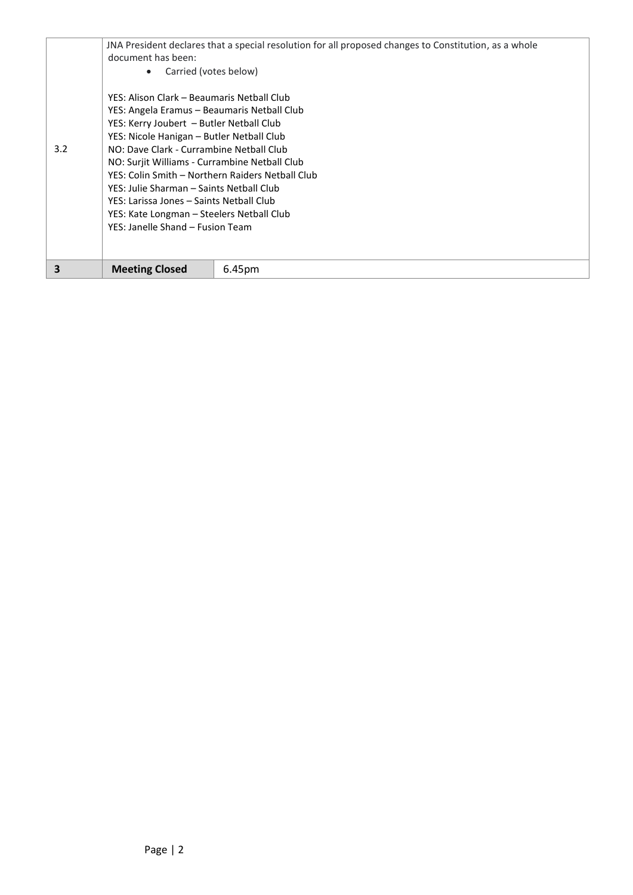| | | |
|---|---|---|
| 3.2 | JNA President declares that a special resolution for all proposed changes to Constitution, as a whole document has been:<br><br>• Carried (votes below)<br><br>YES: Alison Clark – Beaumaris Netball Club<br>YES: Angela Eramus – Beaumaris Netball Club<br>YES: Kerry Joubert – Butler Netball Club<br>YES: Nicole Hanigan – Butler Netball Club<br>NO: Dave Clark - Currambine Netball Club<br>NO: Surjit Williams - Currambine Netball Club<br>YES: Colin Smith – Northern Raiders Netball Club<br>YES: Julie Sharman – Saints Netball Club<br>YES: Larissa Jones – Saints Netball Club<br>YES: Kate Longman – Steelers Netball Club<br>YES: Janelle Shand – Fusion Team | |
| **3** | **Meeting Closed** | 6.45pm |